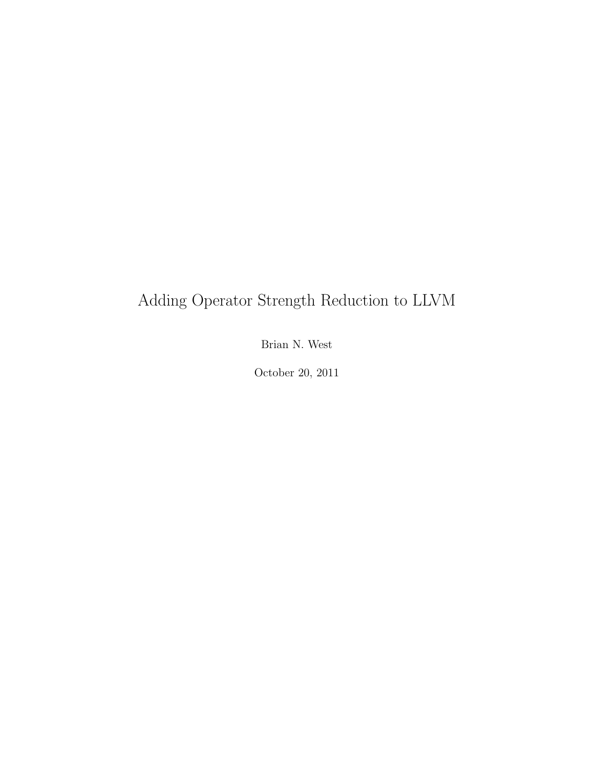# Adding Operator Strength Reduction to LLVM

Brian N. West

October 20, 2011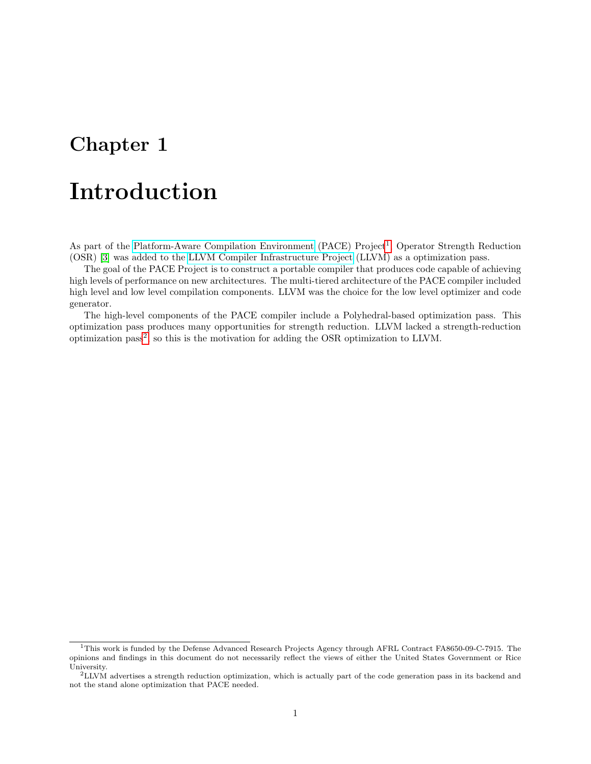# Chapter 1

# Introduction

As part of the Platform-Aware Compilation Environment (PACE) Project[1], Operator Strength Reduction (OSR) [3] was added to the LLVM Compiler Infrastructure Project (LLVM) as a optimization pass.

The goal of the PACE Project is to construct a portable compiler that produces code capable of achieving high levels of performance on new architectures. The multi-tiered architecture of the PACE compiler included high level and low level compilation components. LLVM was the choice for the low level optimizer and code generator.

The high-level components of the PACE compiler include a Polyhedral-based optimization pass. This optimization pass produces many opportunities for strength reduction. LLVM lacked a strength-reduction optimization pass[2], so this is the motivation for adding the OSR optimization to LLVM.

---

[1] This work is funded by the Defense Advanced Research Projects Agency through AFRL Contract FA8650-09-C-7915. The opinions and findings in this document do not necessarily reflect the views of either the United States Government or Rice University.

[2] LLVM advertises a strength reduction optimization, which is actually part of the code generation pass in its backend and not the stand alone optimization that PACE needed.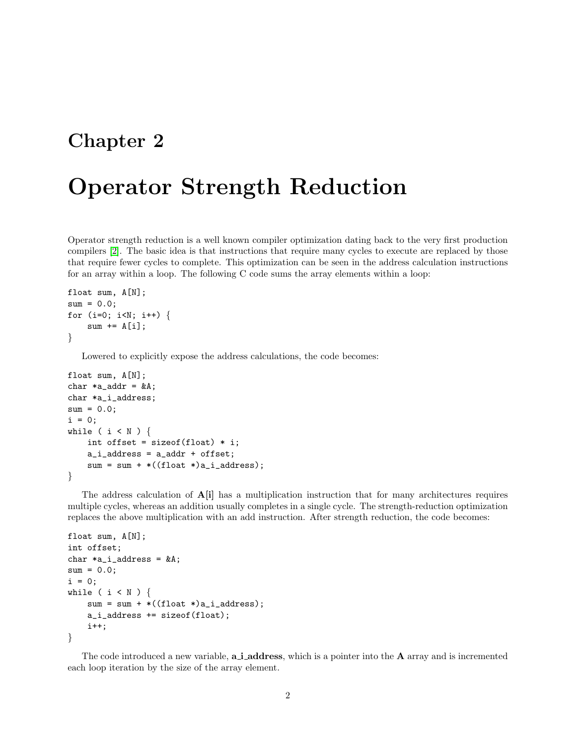# Chapter 2

# Operator Strength Reduction

Operator strength reduction is a well known compiler optimization dating back to the very first production compilers [2]. The basic idea is that instructions that require many cycles to execute are replaced by those that require fewer cycles to complete. This optimization can be seen in the address calculation instructions for an array within a loop. The following C code sums the array elements within a loop:

```
float sum, A[N];
sum = 0.0;
for (i=0; i<N; i++) {
    sum += A[i];
}
```

Lowered to explicitly expose the address calculations, the code becomes:

```
float sum, A[N];
char *a_addr = &A;
char *a_i_address;
sum = 0.0;
i = 0;
while ( i < N ) {
    int offset = sizeof(float) * i;
    a_i_address = a_addr + offset;
    sum = sum + *((float *)a_i_address);
}
```

The address calculation of **A[i]** has a multiplication instruction that for many architectures requires multiple cycles, whereas an addition usually completes in a single cycle. The strength-reduction optimization replaces the above multiplication with an add instruction. After strength reduction, the code becomes:

```
float sum, A[N];
int offset;
char *a_i_address = &A;
sum = 0.0;
i = 0;
while ( i < N ) {
    sum = sum + *((float *)a_i_address);
    a_i_address += sizeof(float);
    i++;
}
```

The code introduced a new variable, **a_i_address**, which is a pointer into the **A** array and is incremented each loop iteration by the size of the array element.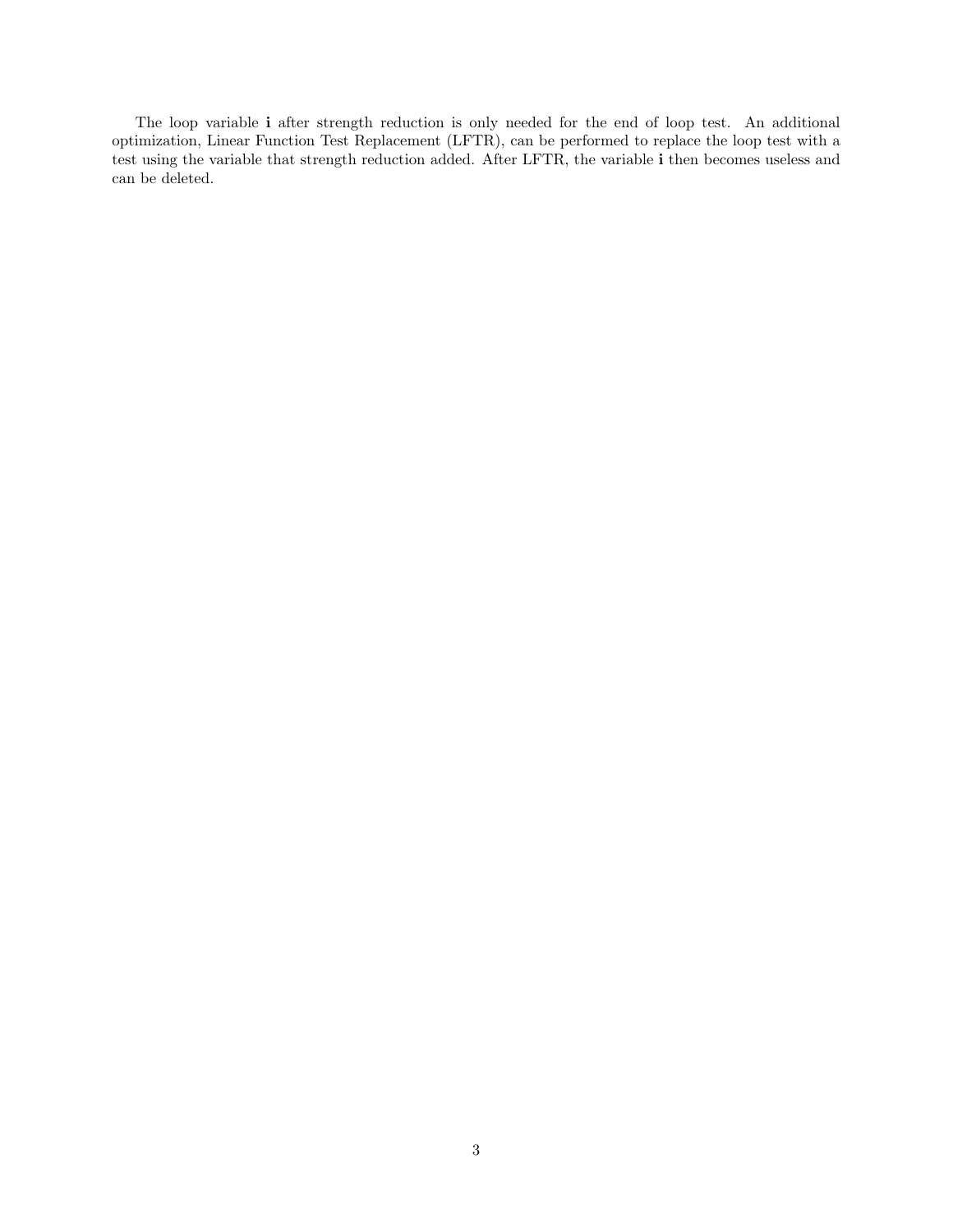The loop variable **i** after strength reduction is only needed for the end of loop test. An additional optimization, Linear Function Test Replacement (LFTR), can be performed to replace the loop test with a test using the variable that strength reduction added. After LFTR, the variable **i** then becomes useless and can be deleted.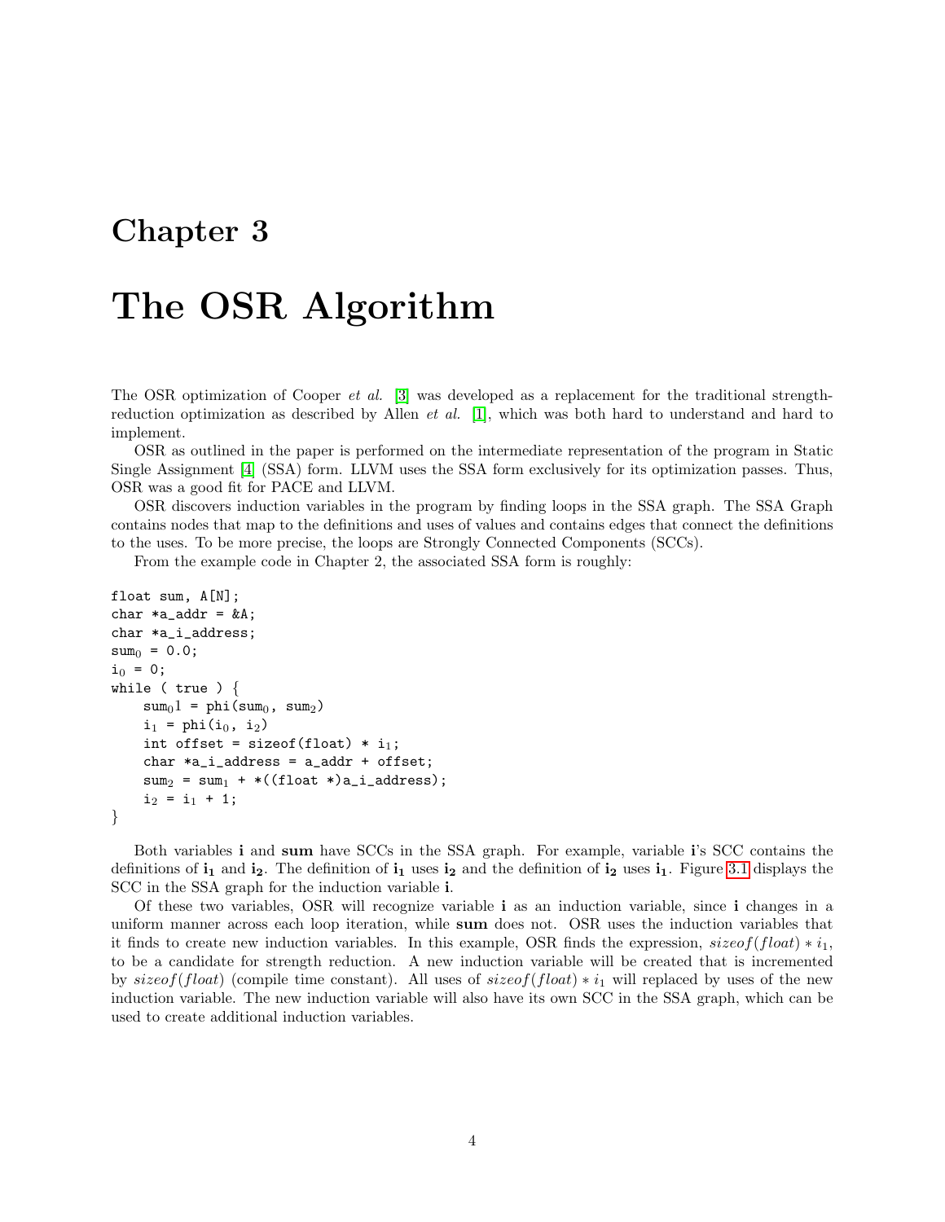# Chapter 3

# The OSR Algorithm

The OSR optimization of Cooper *et al.* [3] was developed as a replacement for the traditional strength-reduction optimization as described by Allen *et al.* [1], which was both hard to understand and hard to implement.

OSR as outlined in the paper is performed on the intermediate representation of the program in Static Single Assignment [4] (SSA) form. LLVM uses the SSA form exclusively for its optimization passes. Thus, OSR was a good fit for PACE and LLVM.

OSR discovers induction variables in the program by finding loops in the SSA graph. The SSA Graph contains nodes that map to the definitions and uses of values and contains edges that connect the definitions to the uses. To be more precise, the loops are Strongly Connected Components (SCCs).

From the example code in Chapter 2, the associated SSA form is roughly:

```
float sum, A[N];
char *a_addr = &A;
char *a_i_address;
sum0 = 0.0;
i0 = 0;
while ( true ) {
    sum01 = phi(sum0, sum2)
    i1 = phi(i0, i2)
    int offset = sizeof(float) * i1;
    char *a_i_address = a_addr + offset;
    sum2 = sum1 + *((float *)a_i_address);
    i2 = i1 + 1;
}
```

Both variables **i** and **sum** have SCCs in the SSA graph. For example, variable **i**'s SCC contains the definitions of $\mathbf{i_1}$ and $\mathbf{i_2}$. The definition of $\mathbf{i_1}$ uses $\mathbf{i_2}$ and the definition of $\mathbf{i_2}$ uses $\mathbf{i_1}$. Figure 3.1 displays the SCC in the SSA graph for the induction variable **i**.

Of these two variables, OSR will recognize variable **i** as an induction variable, since **i** changes in a uniform manner across each loop iteration, while **sum** does not. OSR uses the induction variables that it finds to create new induction variables. In this example, OSR finds the expression, $sizeof(float) * i_1$, to be a candidate for strength reduction. A new induction variable will be created that is incremented by $sizeof(float)$ (compile time constant). All uses of $sizeof(float) * i_1$ will replaced by uses of the new induction variable. The new induction variable will also have its own SCC in the SSA graph, which can be used to create additional induction variables.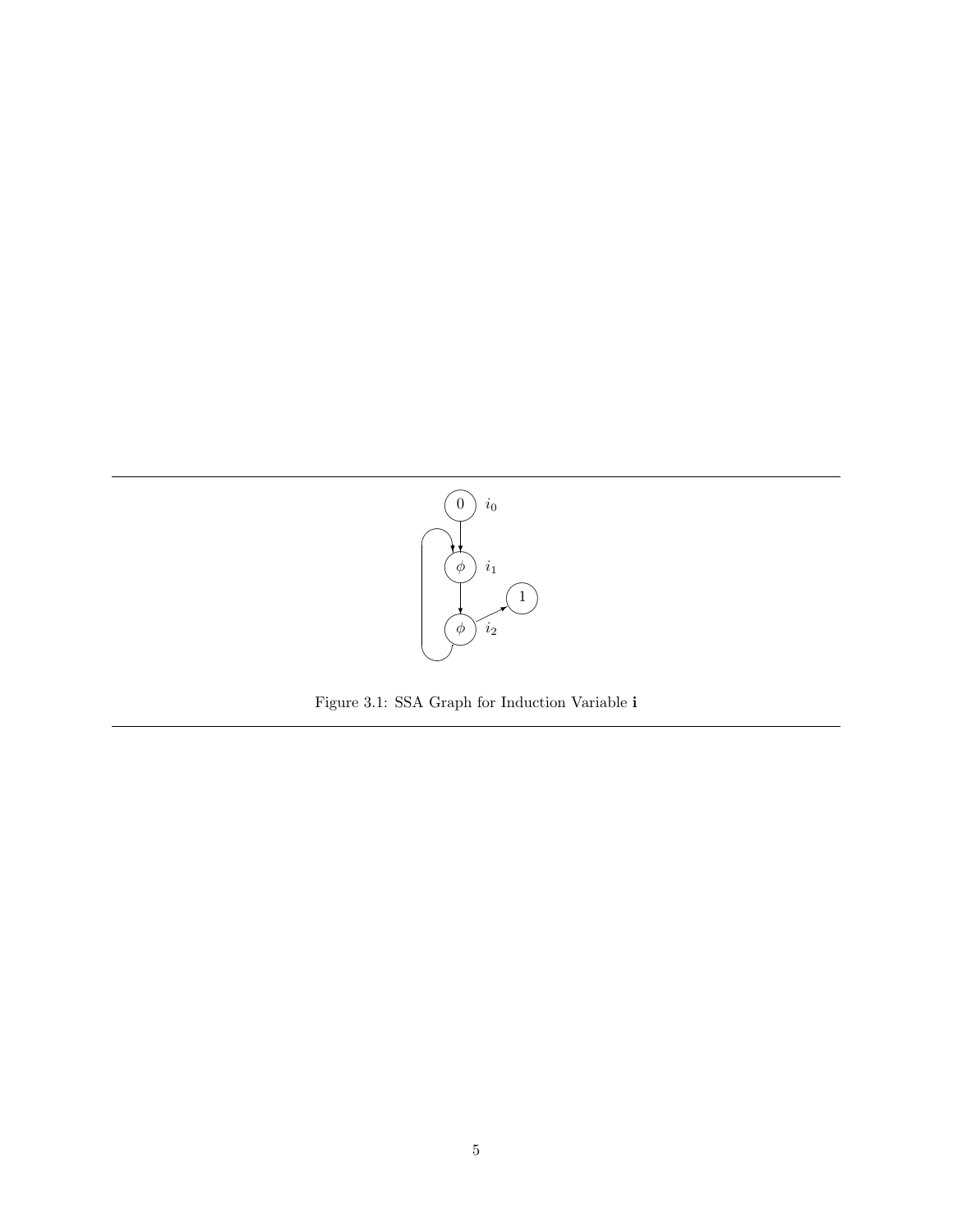Figure 3.1: SSA Graph for Induction Variable **i**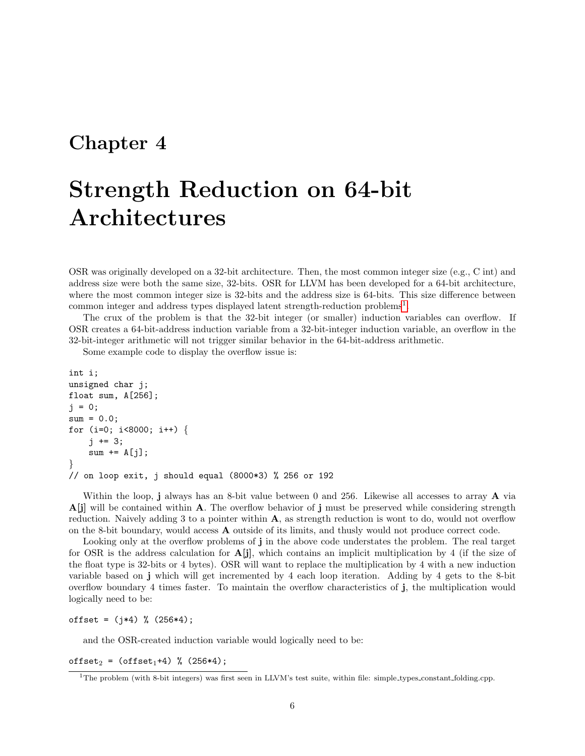# Chapter 4

# Strength Reduction on 64-bit Architectures

OSR was originally developed on a 32-bit architecture. Then, the most common integer size (e.g., C int) and address size were both the same size, 32-bits. OSR for LLVM has been developed for a 64-bit architecture, where the most common integer size is 32-bits and the address size is 64-bits. This size difference between common integer and address types displayed latent strength-reduction problems[1].

The crux of the problem is that the 32-bit integer (or smaller) induction variables can overflow. If OSR creates a 64-bit-address induction variable from a 32-bit-integer induction variable, an overflow in the 32-bit-integer arithmetic will not trigger similar behavior in the 64-bit-address arithmetic.

Some example code to display the overflow issue is:

```
int i;
unsigned char j;
float sum, A[256];
j = 0;
sum = 0.0;
for (i=0; i<8000; i++) {
    j += 3;
    sum += A[j];
}
// on loop exit, j should equal (8000*3) % 256 or 192
```

Within the loop, **j** always has an 8-bit value between 0 and 256. Likewise all accesses to array **A** via **A**[**j**] will be contained within **A**. The overflow behavior of **j** must be preserved while considering strength reduction. Naively adding 3 to a pointer within **A**, as strength reduction is wont to do, would not overflow on the 8-bit boundary, would access **A** outside of its limits, and thusly would not produce correct code.

Looking only at the overflow problems of **j** in the above code understates the problem. The real target for OSR is the address calculation for **A**[**j**], which contains an implicit multiplication by 4 (if the size of the float type is 32-bits or 4 bytes). OSR will want to replace the multiplication by 4 with a new induction variable based on **j** which will get incremented by 4 each loop iteration. Adding by 4 gets to the 8-bit overflow boundary 4 times faster. To maintain the overflow characteristics of **j**, the multiplication would logically need to be:

```
offset = (j*4) % (256*4);
```

and the OSR-created induction variable would logically need to be:

$offset_2$ = ($offset_1$+4) % (256*4);

[1] The problem (with 8-bit integers) was first seen in LLVM's test suite, within file: simple_types_constant_folding.cpp.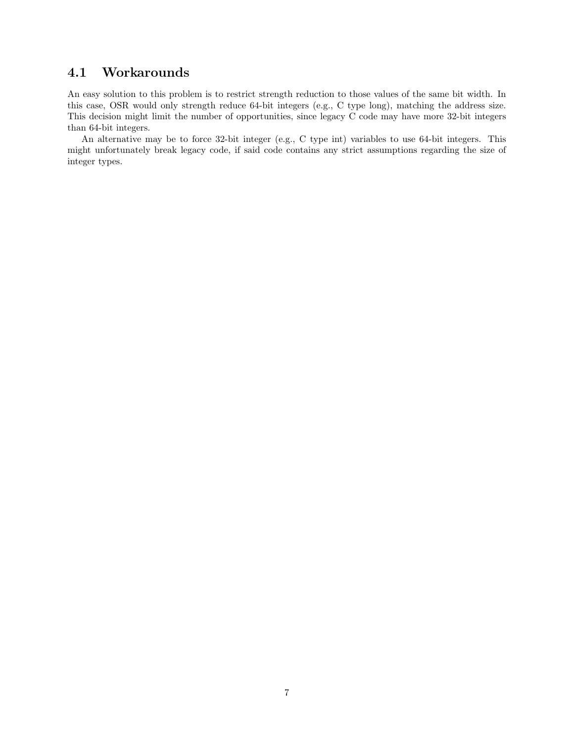## 4.1 Workarounds

An easy solution to this problem is to restrict strength reduction to those values of the same bit width. In this case, OSR would only strength reduce 64-bit integers (e.g., C type long), matching the address size. This decision might limit the number of opportunities, since legacy C code may have more 32-bit integers than 64-bit integers.

An alternative may be to force 32-bit integer (e.g., C type int) variables to use 64-bit integers. This might unfortunately break legacy code, if said code contains any strict assumptions regarding the size of integer types.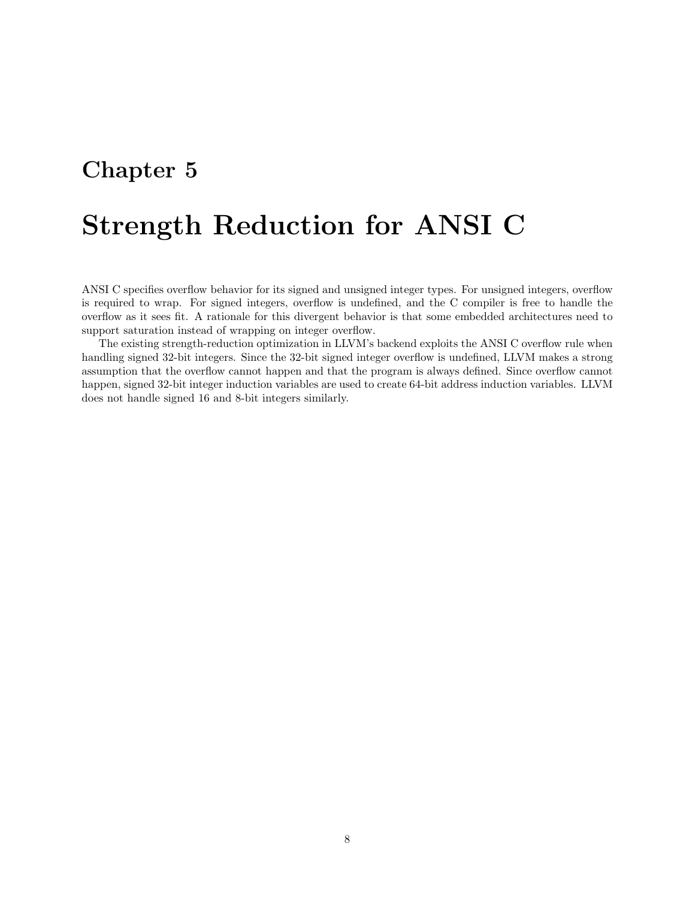# Chapter 5

# Strength Reduction for ANSI C

ANSI C specifies overflow behavior for its signed and unsigned integer types. For unsigned integers, overflow is required to wrap. For signed integers, overflow is undefined, and the C compiler is free to handle the overflow as it sees fit. A rationale for this divergent behavior is that some embedded architectures need to support saturation instead of wrapping on integer overflow.

The existing strength-reduction optimization in LLVM's backend exploits the ANSI C overflow rule when handling signed 32-bit integers. Since the 32-bit signed integer overflow is undefined, LLVM makes a strong assumption that the overflow cannot happen and that the program is always defined. Since overflow cannot happen, signed 32-bit integer induction variables are used to create 64-bit address induction variables. LLVM does not handle signed 16 and 8-bit integers similarly.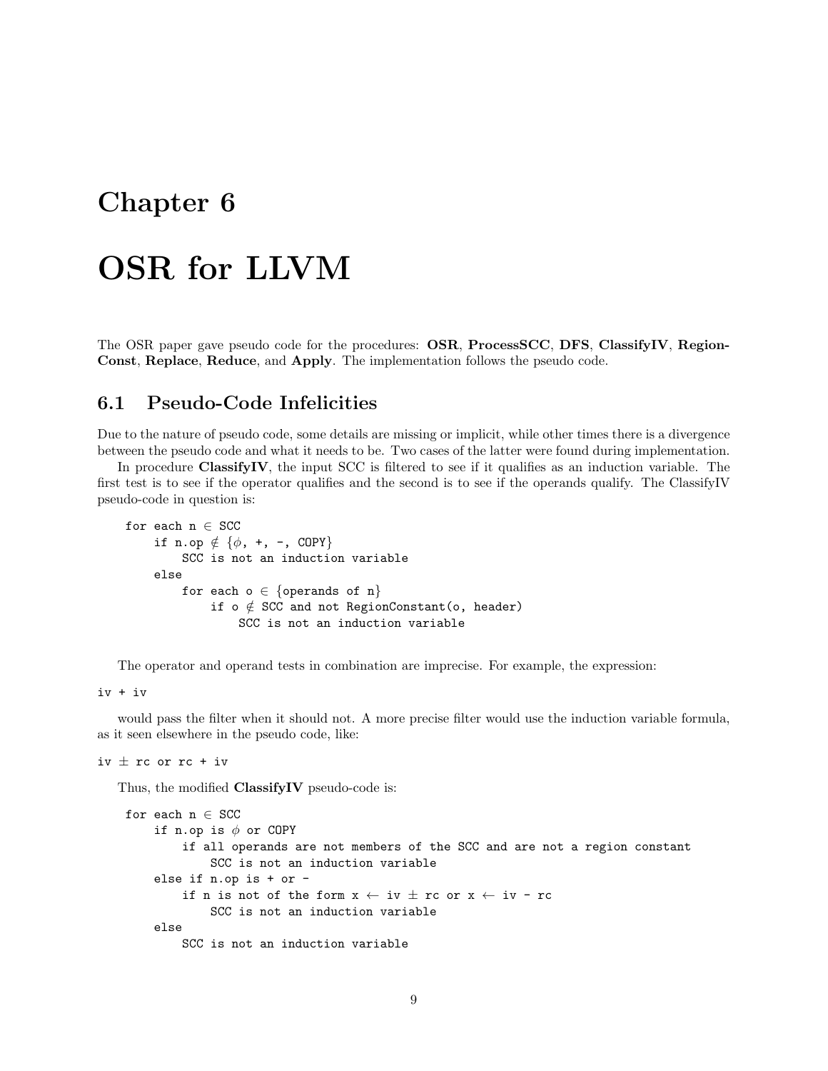# Chapter 6

# OSR for LLVM

The OSR paper gave pseudo code for the procedures: **OSR**, **ProcessSCC**, **DFS**, **ClassifyIV**, **RegionConst**, **Replace**, **Reduce**, and **Apply**. The implementation follows the pseudo code.

## 6.1 Pseudo-Code Infelicities

Due to the nature of pseudo code, some details are missing or implicit, while other times there is a divergence between the pseudo code and what it needs to be. Two cases of the latter were found during implementation.

In procedure **ClassifyIV**, the input SCC is filtered to see if it qualifies as an induction variable. The first test is to see if the operator qualifies and the second is to see if the operands qualify. The ClassifyIV pseudo-code in question is:

```
for each n ∈ SCC
    if n.op ∉ {φ, +, -, COPY}
        SCC is not an induction variable
    else
        for each o ∈ {operands of n}
            if o ∉ SCC and not RegionConstant(o, header)
                SCC is not an induction variable
```

The operator and operand tests in combination are imprecise. For example, the expression:

```
iv + iv
```

would pass the filter when it should not. A more precise filter would use the induction variable formula, as it seen elsewhere in the pseudo code, like:

```
iv ± rc or rc + iv
```

Thus, the modified **ClassifyIV** pseudo-code is:

```
for each n ∈ SCC
    if n.op is φ or COPY
        if all operands are not members of the SCC and are not a region constant
            SCC is not an induction variable
    else if n.op is + or -
        if n is not of the form x ← iv ± rc or x ← iv - rc
            SCC is not an induction variable
    else
        SCC is not an induction variable
```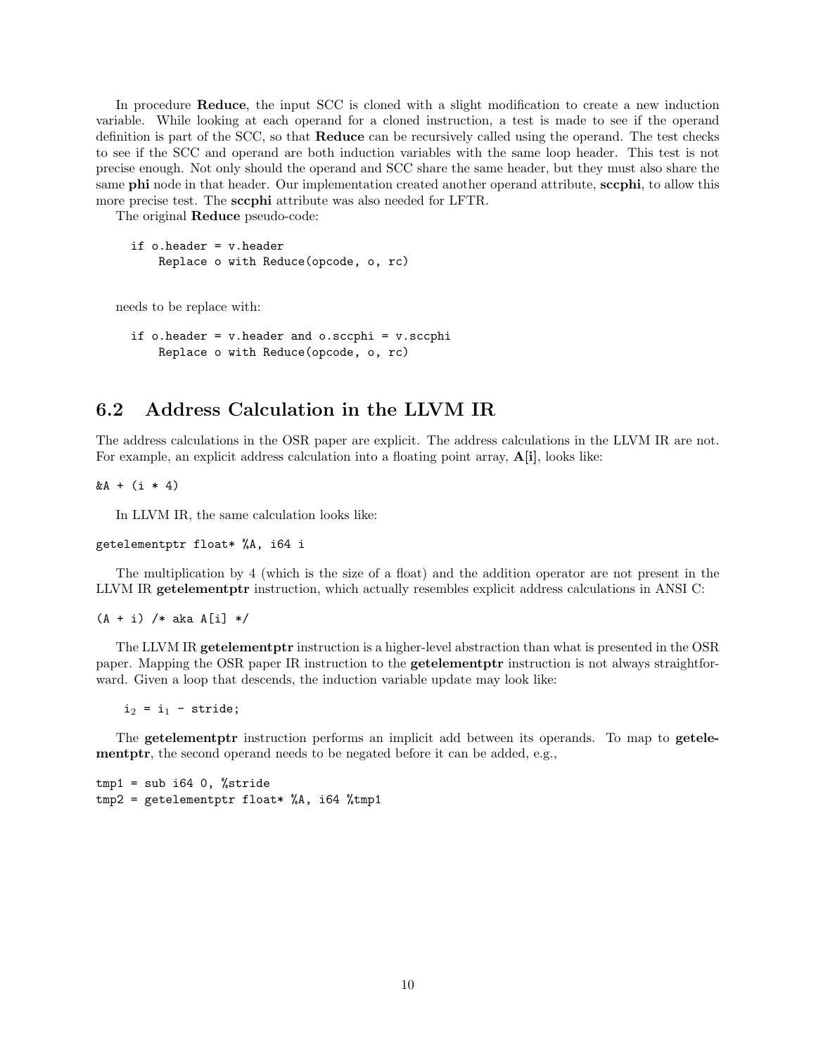In procedure **Reduce**, the input SCC is cloned with a slight modification to create a new induction variable. While looking at each operand for a cloned instruction, a test is made to see if the operand definition is part of the SCC, so that **Reduce** can be recursively called using the operand. The test checks to see if the SCC and operand are both induction variables with the same loop header. This test is not precise enough. Not only should the operand and SCC share the same header, but they must also share the same **phi** node in that header. Our implementation created another operand attribute, **sccphi**, to allow this more precise test. The **sccphi** attribute was also needed for LFTR.

The original **Reduce** pseudo-code:

```
if o.header = v.header
    Replace o with Reduce(opcode, o, rc)
```

needs to be replace with:

```
if o.header = v.header and o.sccphi = v.sccphi
    Replace o with Reduce(opcode, o, rc)
```

## 6.2 Address Calculation in the LLVM IR

The address calculations in the OSR paper are explicit. The address calculations in the LLVM IR are not. For example, an explicit address calculation into a floating point array, **A[i]**, looks like:

```
&A + (i * 4)
```

In LLVM IR, the same calculation looks like:

```
getelementptr float* %A, i64 i
```

The multiplication by 4 (which is the size of a float) and the addition operator are not present in the LLVM IR **getelementptr** instruction, which actually resembles explicit address calculations in ANSI C:

```
(A + i) /* aka A[i] */
```

The LLVM IR **getelementptr** instruction is a higher-level abstraction than what is presented in the OSR paper. Mapping the OSR paper IR instruction to the **getelementptr** instruction is not always straightforward. Given a loop that descends, the induction variable update may look like:

$i_2 = i_1 - stride;$

The **getelementptr** instruction performs an implicit add between its operands. To map to **getelementptr**, the second operand needs to be negated before it can be added, e.g.,

```
tmp1 = sub i64 0, %stride
tmp2 = getelementptr float* %A, i64 %tmp1
```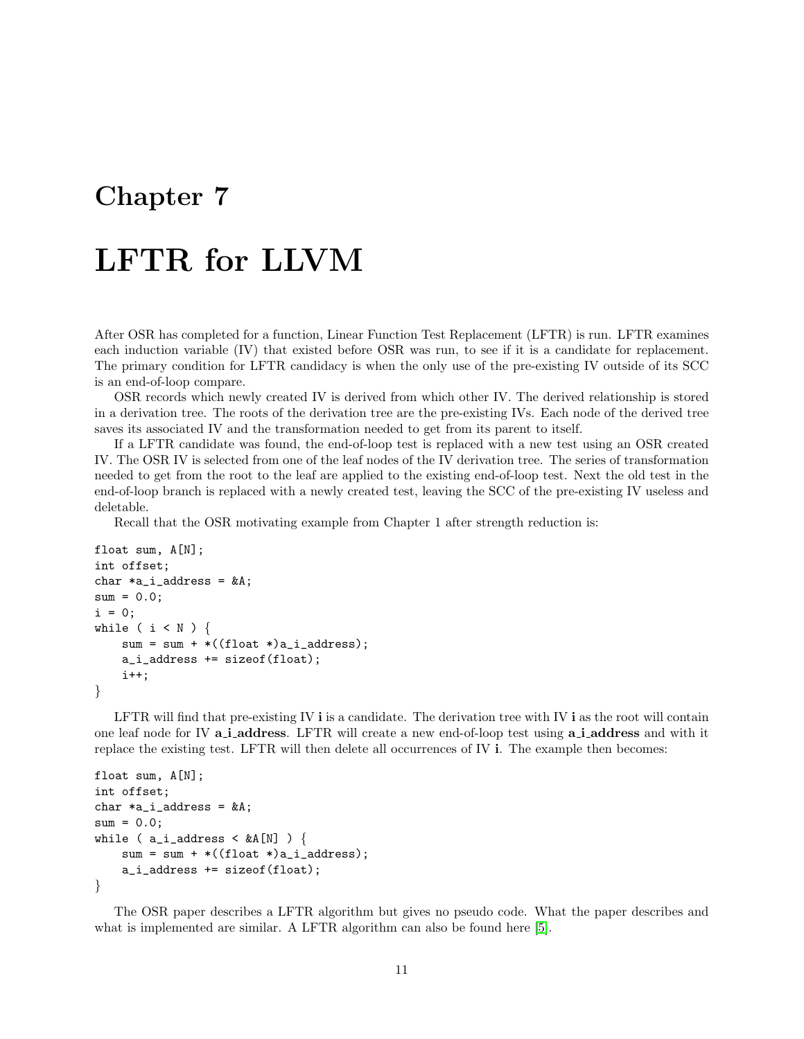# Chapter 7

# LFTR for LLVM

After OSR has completed for a function, Linear Function Test Replacement (LFTR) is run. LFTR examines each induction variable (IV) that existed before OSR was run, to see if it is a candidate for replacement. The primary condition for LFTR candidacy is when the only use of the pre-existing IV outside of its SCC is an end-of-loop compare.

OSR records which newly created IV is derived from which other IV. The derived relationship is stored in a derivation tree. The roots of the derivation tree are the pre-existing IVs. Each node of the derived tree saves its associated IV and the transformation needed to get from its parent to itself.

If a LFTR candidate was found, the end-of-loop test is replaced with a new test using an OSR created IV. The OSR IV is selected from one of the leaf nodes of the IV derivation tree. The series of transformation needed to get from the root to the leaf are applied to the existing end-of-loop test. Next the old test in the end-of-loop branch is replaced with a newly created test, leaving the SCC of the pre-existing IV useless and deletable.

Recall that the OSR motivating example from Chapter 1 after strength reduction is:

```
float sum, A[N];
int offset;
char *a_i_address = &A;
sum = 0.0;
i = 0;
while ( i < N ) {
    sum = sum + *((float *)a_i_address);
    a_i_address += sizeof(float);
    i++;
}
```

LFTR will find that pre-existing IV **i** is a candidate. The derivation tree with IV **i** as the root will contain one leaf node for IV **a_i_address**. LFTR will create a new end-of-loop test using **a_i_address** and with it replace the existing test. LFTR will then delete all occurrences of IV **i**. The example then becomes:

```
float sum, A[N];
int offset;
char *a_i_address = &A;
sum = 0.0;
while ( a_i_address < &A[N] ) {
    sum = sum + *((float *)a_i_address);
    a_i_address += sizeof(float);
}
```

The OSR paper describes a LFTR algorithm but gives no pseudo code. What the paper describes and what is implemented are similar. A LFTR algorithm can also be found here [5].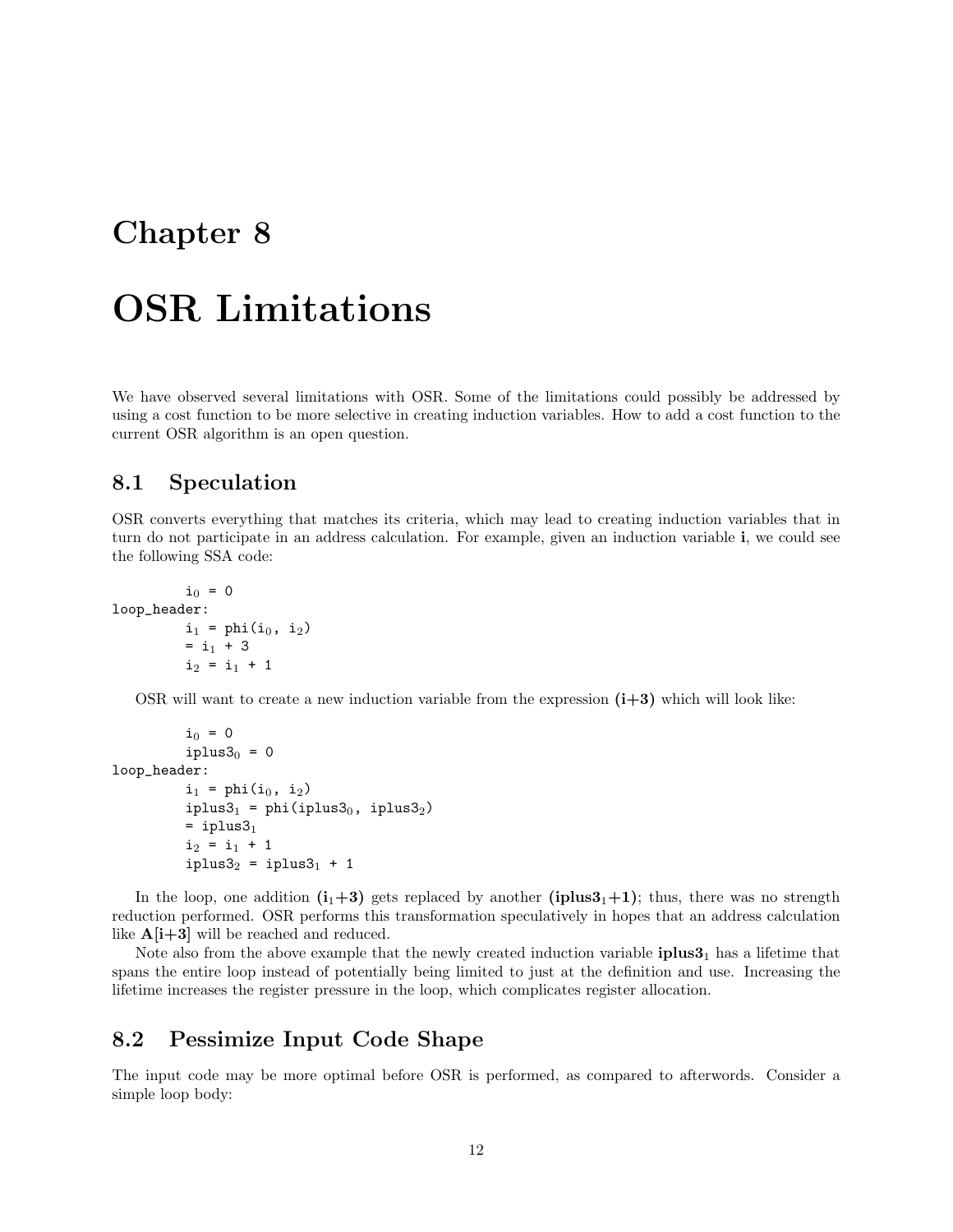# Chapter 8

# OSR Limitations

We have observed several limitations with OSR. Some of the limitations could possibly be addressed by using a cost function to be more selective in creating induction variables. How to add a cost function to the current OSR algorithm is an open question.

## 8.1 Speculation

OSR converts everything that matches its criteria, which may lead to creating induction variables that in turn do not participate in an address calculation. For example, given an induction variable **i**, we could see the following SSA code:

```
         i0 = 0
loop_header:
         i1 = phi(i0, i2)
         = i1 + 3
         i2 = i1 + 1
```

OSR will want to create a new induction variable from the expression **(i+3)** which will look like:

```
         i0 = 0
         iplus30 = 0
loop_header:
         i1 = phi(i0, i2)
         iplus31 = phi(iplus30, iplus32)
         = iplus31
         i2 = i1 + 1
         iplus32 = iplus31 + 1
```

In the loop, one addition **($i_1$+3)** gets replaced by another **(iplus3$_1$+1)**; thus, there was no strength reduction performed. OSR performs this transformation speculatively in hopes that an address calculation like **A[i+3]** will be reached and reduced.

Note also from the above example that the newly created induction variable **iplus3$_1$** has a lifetime that spans the entire loop instead of potentially being limited to just at the definition and use. Increasing the lifetime increases the register pressure in the loop, which complicates register allocation.

## 8.2 Pessimize Input Code Shape

The input code may be more optimal before OSR is performed, as compared to afterwords. Consider a simple loop body: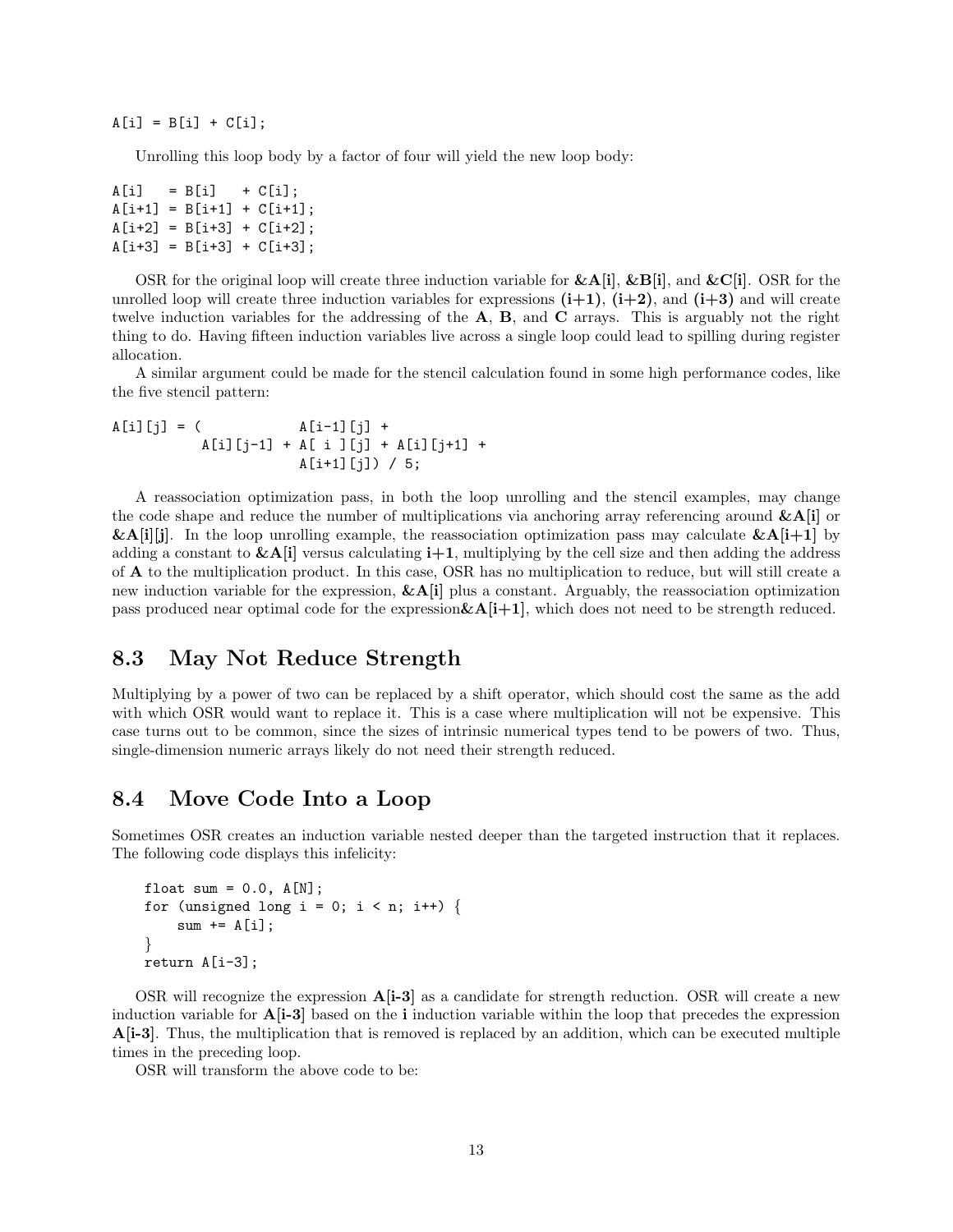```
A[i] = B[i] + C[i];
```

Unrolling this loop body by a factor of four will yield the new loop body:

```
A[i]   = B[i]   + C[i];
A[i+1] = B[i+1] + C[i+1];
A[i+2] = B[i+3] + C[i+2];
A[i+3] = B[i+3] + C[i+3];
```

OSR for the original loop will create three induction variable for **&A[i]**, **&B[i]**, and **&C[i]**. OSR for the unrolled loop will create three induction variables for expressions **(i+1)**, **(i+2)**, and **(i+3)** and will create twelve induction variables for the addressing of the **A**, **B**, and **C** arrays. This is arguably not the right thing to do. Having fifteen induction variables live across a single loop could lead to spilling during register allocation.

A similar argument could be made for the stencil calculation found in some high performance codes, like the five stencil pattern:

```
A[i][j] = (             A[i-1][j] +
           A[i][j-1] + A[ i ][j] + A[i][j+1] +
                       A[i+1][j]) / 5;
```

A reassociation optimization pass, in both the loop unrolling and the stencil examples, may change the code shape and reduce the number of multiplications via anchoring array referencing around **&A[i]** or **&A[i][j]**. In the loop unrolling example, the reassociation optimization pass may calculate **&A[i+1]** by adding a constant to **&A[i]** versus calculating **i+1**, multiplying by the cell size and then adding the address of **A** to the multiplication product. In this case, OSR has no multiplication to reduce, but will still create a new induction variable for the expression, **&A[i]** plus a constant. Arguably, the reassociation optimization pass produced near optimal code for the expression**&A[i+1]**, which does not need to be strength reduced.

## 8.3 May Not Reduce Strength

Multiplying by a power of two can be replaced by a shift operator, which should cost the same as the add with which OSR would want to replace it. This is a case where multiplication will not be expensive. This case turns out to be common, since the sizes of intrinsic numerical types tend to be powers of two. Thus, single-dimension numeric arrays likely do not need their strength reduced.

## 8.4 Move Code Into a Loop

Sometimes OSR creates an induction variable nested deeper than the targeted instruction that it replaces. The following code displays this infelicity:

```
float sum = 0.0, A[N];
for (unsigned long i = 0; i < n; i++) {
    sum += A[i];
}
return A[i-3];
```

OSR will recognize the expression **A[i-3]** as a candidate for strength reduction. OSR will create a new induction variable for **A[i-3]** based on the **i** induction variable within the loop that precedes the expression **A[i-3]**. Thus, the multiplication that is removed is replaced by an addition, which can be executed multiple times in the preceding loop.

OSR will transform the above code to be: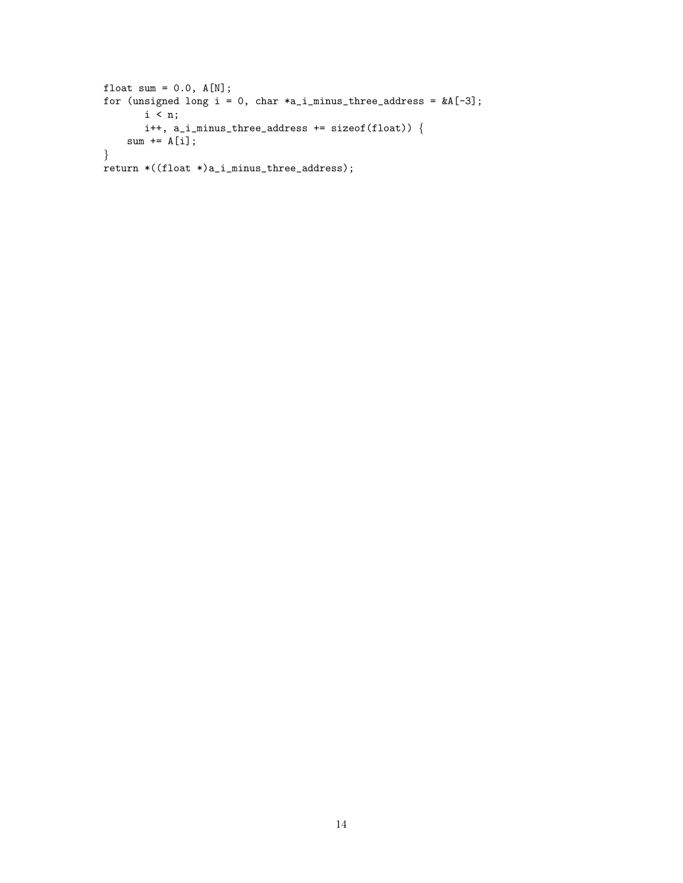```
float sum = 0.0, A[N];
for (unsigned long i = 0, char *a_i_minus_three_address = &A[-3];
       i < n;
       i++, a_i_minus_three_address += sizeof(float)) {
    sum += A[i];
}
return *((float *)a_i_minus_three_address);
```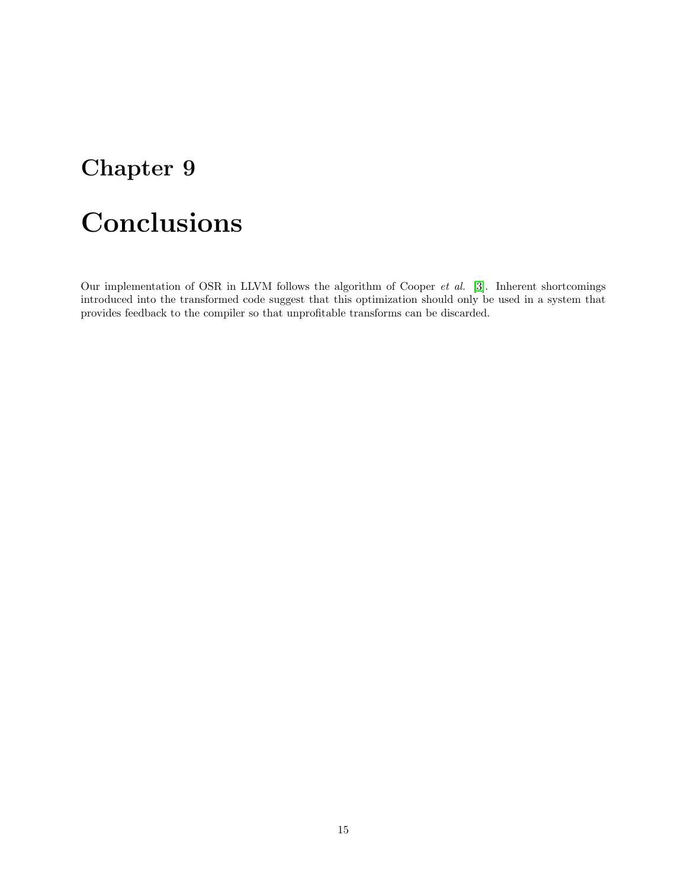# Chapter 9

# Conclusions

Our implementation of OSR in LLVM follows the algorithm of Cooper *et al.* [3]. Inherent shortcomings introduced into the transformed code suggest that this optimization should only be used in a system that provides feedback to the compiler so that unprofitable transforms can be discarded.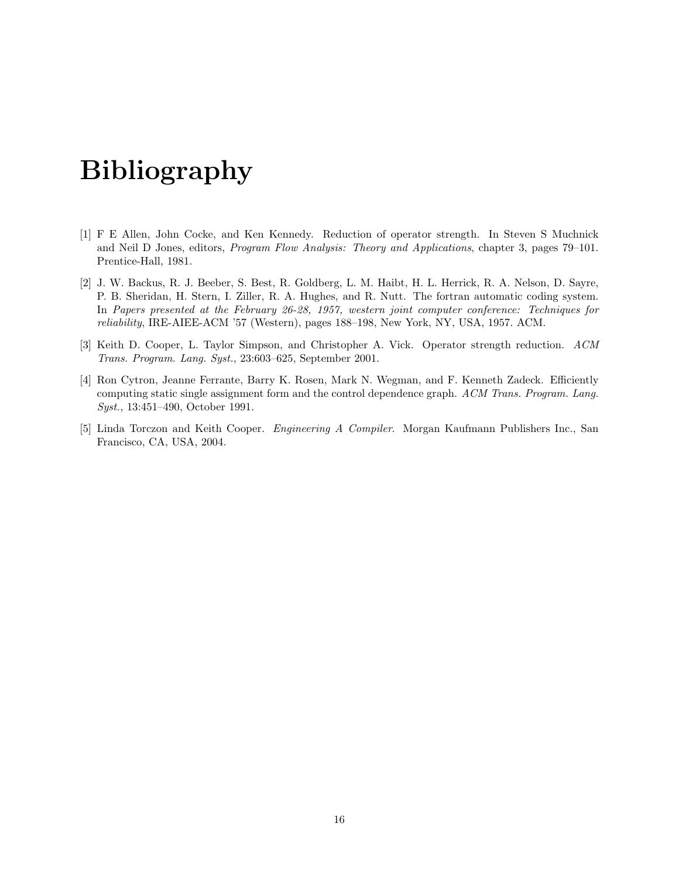# Bibliography

[1] F E Allen, John Cocke, and Ken Kennedy. Reduction of operator strength. In Steven S Muchnick and Neil D Jones, editors, *Program Flow Analysis: Theory and Applications*, chapter 3, pages 79–101. Prentice-Hall, 1981.

[2] J. W. Backus, R. J. Beeber, S. Best, R. Goldberg, L. M. Haibt, H. L. Herrick, R. A. Nelson, D. Sayre, P. B. Sheridan, H. Stern, I. Ziller, R. A. Hughes, and R. Nutt. The fortran automatic coding system. In *Papers presented at the February 26-28, 1957, western joint computer conference: Techniques for reliability*, IRE-AIEE-ACM '57 (Western), pages 188–198, New York, NY, USA, 1957. ACM.

[3] Keith D. Cooper, L. Taylor Simpson, and Christopher A. Vick. Operator strength reduction. *ACM Trans. Program. Lang. Syst.*, 23:603–625, September 2001.

[4] Ron Cytron, Jeanne Ferrante, Barry K. Rosen, Mark N. Wegman, and F. Kenneth Zadeck. Efficiently computing static single assignment form and the control dependence graph. *ACM Trans. Program. Lang. Syst.*, 13:451–490, October 1991.

[5] Linda Torczon and Keith Cooper. *Engineering A Compiler*. Morgan Kaufmann Publishers Inc., San Francisco, CA, USA, 2004.